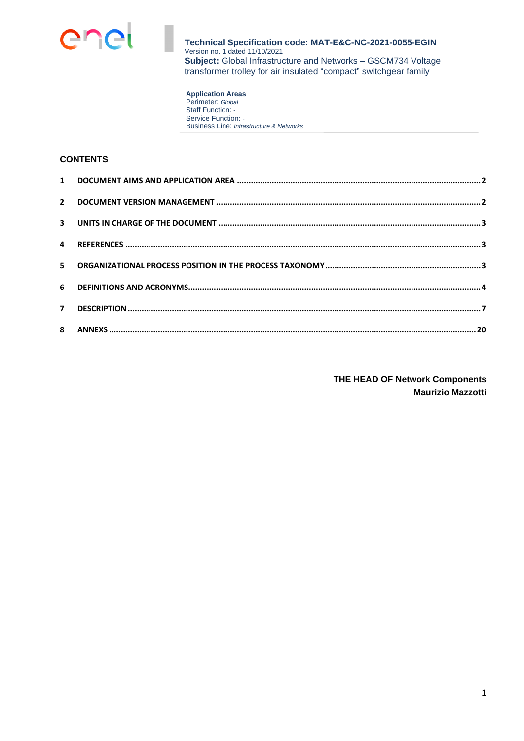**Technical Specification code: MAT-E&C-NC-2021-0055-EGIN**
Version no. 1 dated 11/10/2021
**Subject:** Global Infrastructure and Networks – GSCM734 Voltage transformer trolley for air insulated “compact” switchgear family

**Application Areas**
Perimeter: *Global*
Staff Function: -
Service Function: -
Business Line: *Infrastructure & Networks*

## CONTENTS

1 DOCUMENT AIMS AND APPLICATION AREA .......... 2

2 DOCUMENT VERSION MANAGEMENT .......... 2

3 UNITS IN CHARGE OF THE DOCUMENT .......... 3

4 REFERENCES .......... 3

5 ORGANIZATIONAL PROCESS POSITION IN THE PROCESS TAXONOMY .......... 3

6 DEFINITIONS AND ACRONYMS .......... 4

7 DESCRIPTION .......... 7

8 ANNEXS .......... 20

**THE HEAD OF Network Components**
**Maurizio Mazzotti**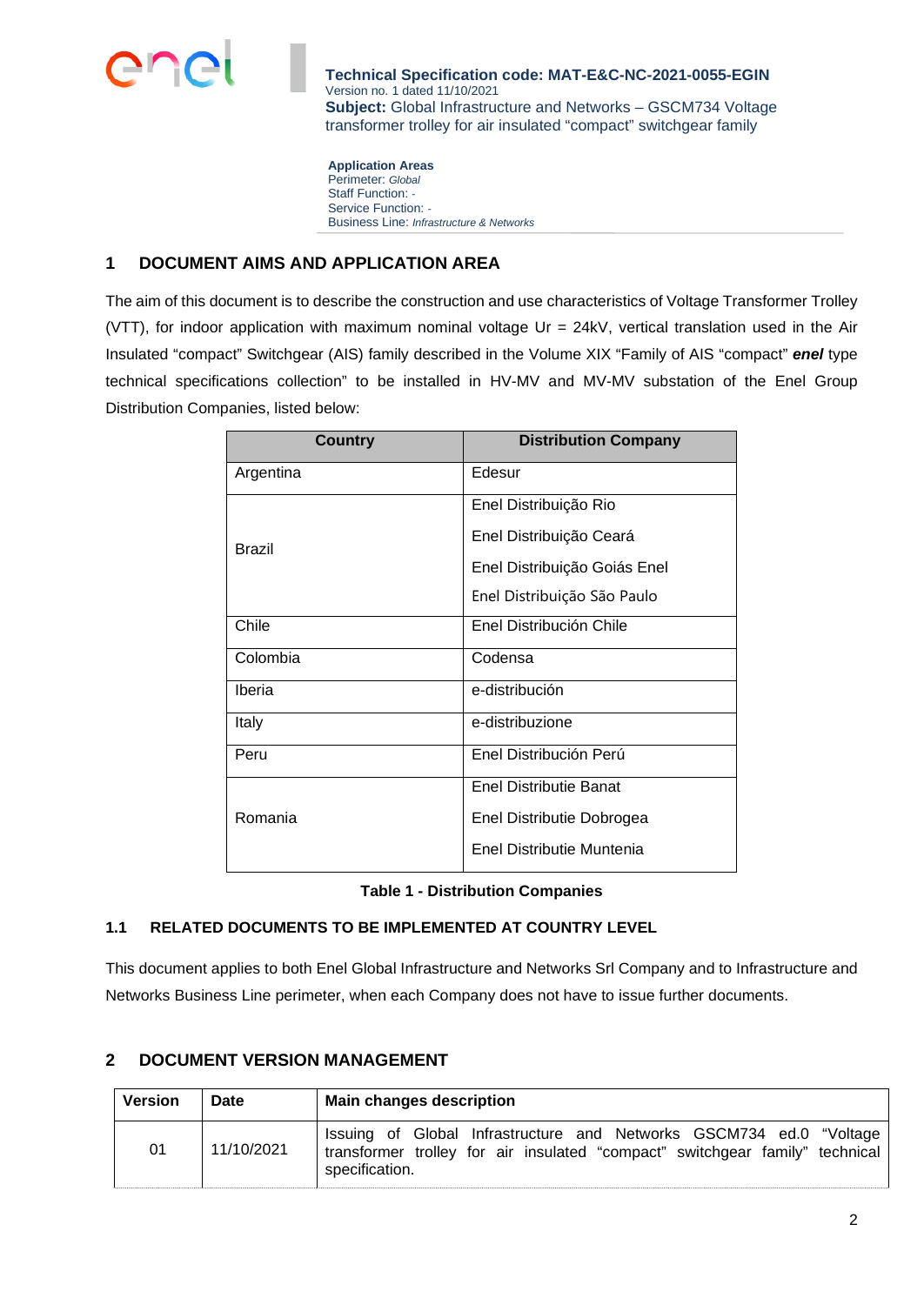**Technical Specification code: MAT-E&C-NC-2021-0055-EGIN**
Version no. 1 dated 11/10/2021
**Subject:** Global Infrastructure and Networks – GSCM734 Voltage transformer trolley for air insulated "compact" switchgear family

**Application Areas**
Perimeter: *Global*
Staff Function: -
Service Function: -
Business Line: *Infrastructure & Networks*

## 1 DOCUMENT AIMS AND APPLICATION AREA

The aim of this document is to describe the construction and use characteristics of Voltage Transformer Trolley (VTT), for indoor application with maximum nominal voltage Ur = 24kV, vertical translation used in the Air Insulated "compact" Switchgear (AIS) family described in the Volume XIX "Family of AIS "compact" ***enel*** type technical specifications collection" to be installed in HV-MV and MV-MV substation of the Enel Group Distribution Companies, listed below:

| Country | Distribution Company |
|---|---|
| Argentina | Edesur |
| Brazil | Enel Distribuição Rio |
| | Enel Distribuição Ceará |
| | Enel Distribuição Goiás Enel |
| | Enel Distribuição São Paulo |
| Chile | Enel Distribución Chile |
| Colombia | Codensa |
| Iberia | e-distribución |
| Italy | e-distribuzione |
| Peru | Enel Distribución Perú |
| Romania | Enel Distributie Banat |
| | Enel Distributie Dobrogea |
| | Enel Distributie Muntenia |

**Table 1 - Distribution Companies**

### 1.1 RELATED DOCUMENTS TO BE IMPLEMENTED AT COUNTRY LEVEL

This document applies to both Enel Global Infrastructure and Networks Srl Company and to Infrastructure and Networks Business Line perimeter, when each Company does not have to issue further documents.

## 2 DOCUMENT VERSION MANAGEMENT

| Version | Date | Main changes description |
|---|---|---|
| 01 | 11/10/2021 | Issuing of Global Infrastructure and Networks GSCM734 ed.0 "Voltage transformer trolley for air insulated "compact" switchgear family" technical specification. |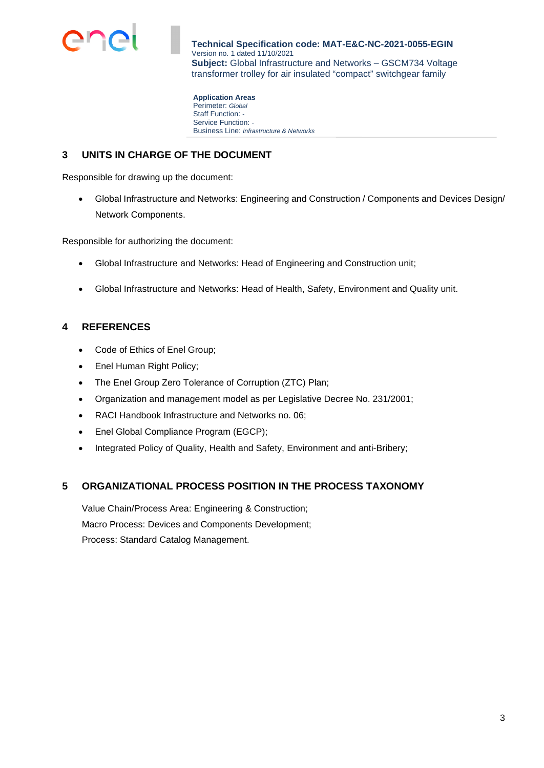## 3 UNITS IN CHARGE OF THE DOCUMENT

Responsible for drawing up the document:

- Global Infrastructure and Networks: Engineering and Construction / Components and Devices Design/ Network Components.

Responsible for authorizing the document:

- Global Infrastructure and Networks: Head of Engineering and Construction unit;
- Global Infrastructure and Networks: Head of Health, Safety, Environment and Quality unit.

## 4 REFERENCES

- Code of Ethics of Enel Group;
- Enel Human Right Policy;
- The Enel Group Zero Tolerance of Corruption (ZTC) Plan;
- Organization and management model as per Legislative Decree No. 231/2001;
- RACI Handbook Infrastructure and Networks no. 06;
- Enel Global Compliance Program (EGCP);
- Integrated Policy of Quality, Health and Safety, Environment and anti-Bribery;

## 5 ORGANIZATIONAL PROCESS POSITION IN THE PROCESS TAXONOMY

Value Chain/Process Area: Engineering & Construction;
Macro Process: Devices and Components Development;
Process: Standard Catalog Management.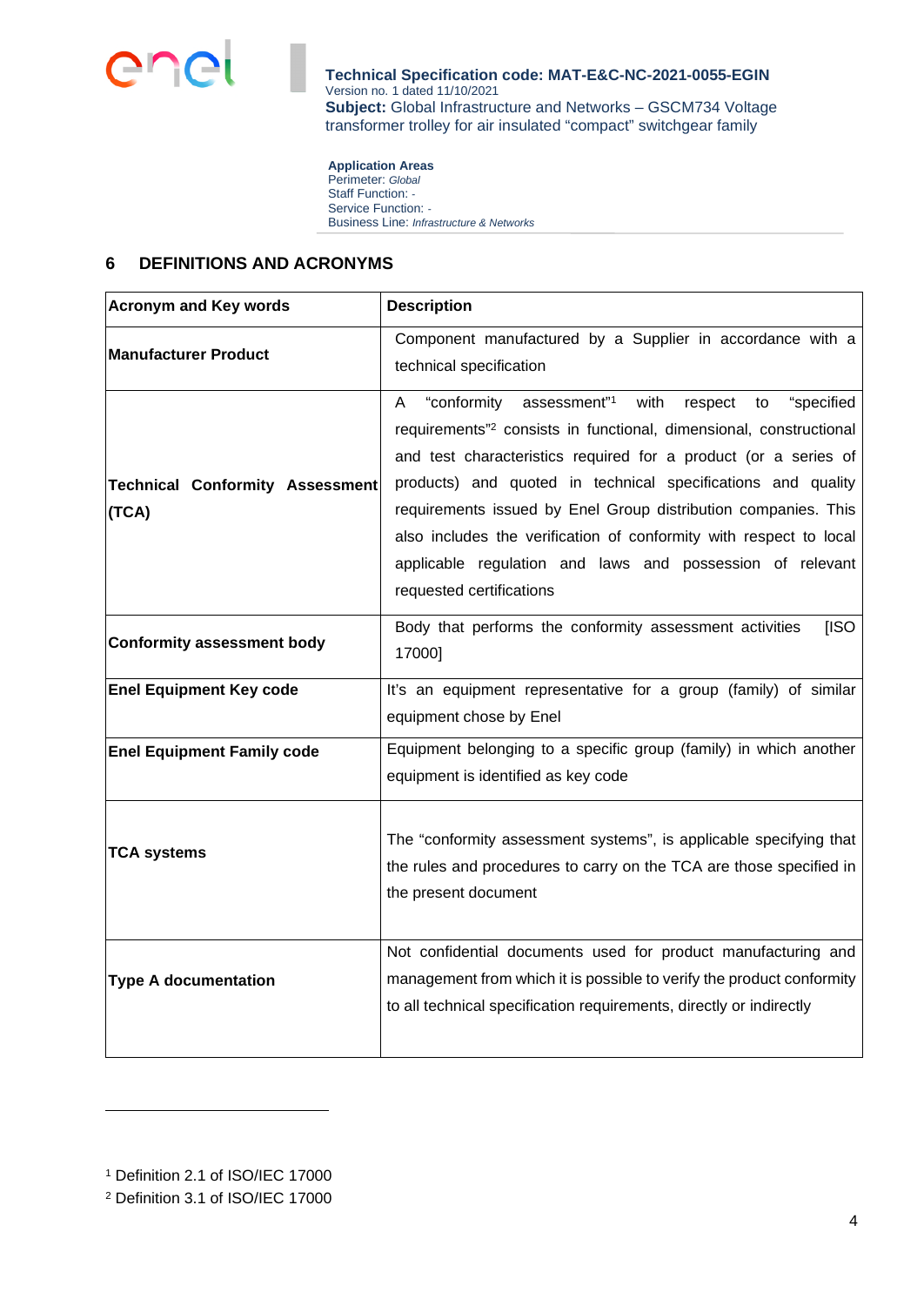## 6 DEFINITIONS AND ACRONYMS

| Acronym and Key words | Description |
|---|---|
| **Manufacturer Product** | Component manufactured by a Supplier in accordance with a technical specification |
| **Technical Conformity Assessment (TCA)** | A "conformity assessment"[1] with respect to "specified requirements"[2] consists in functional, dimensional, constructional and test characteristics required for a product (or a series of products) and quoted in technical specifications and quality requirements issued by Enel Group distribution companies. This also includes the verification of conformity with respect to local applicable regulation and laws and possession of relevant requested certifications |
| **Conformity assessment body** | Body that performs the conformity assessment activities [ISO 17000] |
| **Enel Equipment Key code** | It's an equipment representative for a group (family) of similar equipment chose by Enel |
| **Enel Equipment Family code** | Equipment belonging to a specific group (family) in which another equipment is identified as key code |
| **TCA systems** | The "conformity assessment systems", is applicable specifying that the rules and procedures to carry on the TCA are those specified in the present document |
| **Type A documentation** | Not confidential documents used for product manufacturing and management from which it is possible to verify the product conformity to all technical specification requirements, directly or indirectly |

[1] Definition 2.1 of ISO/IEC 17000

[2] Definition 3.1 of ISO/IEC 17000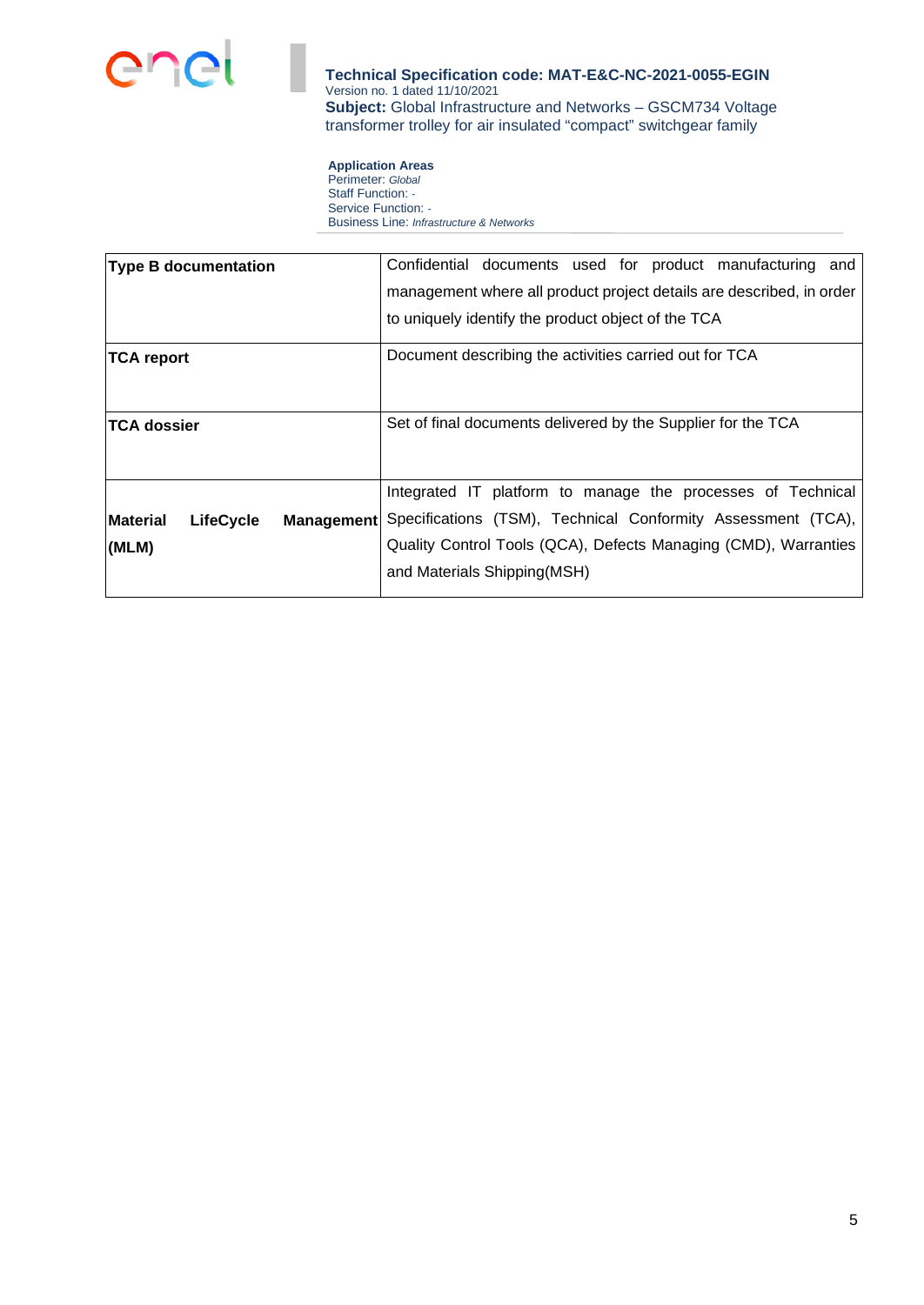| | |
|---|---|
| **Type B documentation** | Confidential documents used for product manufacturing and management where all product project details are described, in order to uniquely identify the product object of the TCA |
| **TCA report** | Document describing the activities carried out for TCA |
| **TCA dossier** | Set of final documents delivered by the Supplier for the TCA |
| **Material LifeCycle Management (MLM)** | Integrated IT platform to manage the processes of Technical Specifications (TSM), Technical Conformity Assessment (TCA), Quality Control Tools (QCA), Defects Managing (CMD), Warranties and Materials Shipping(MSH) |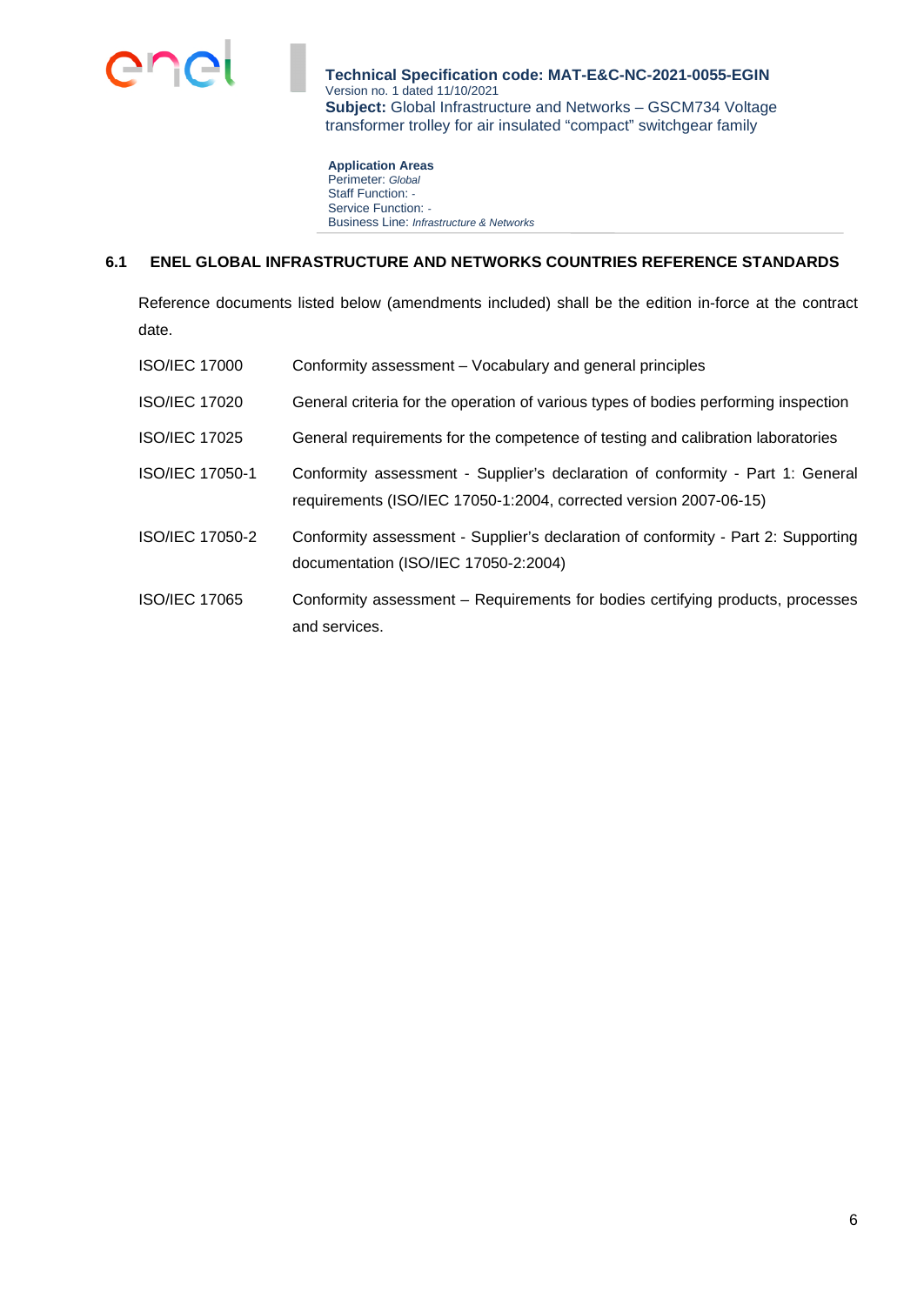### 6.1 ENEL GLOBAL INFRASTRUCTURE AND NETWORKS COUNTRIES REFERENCE STANDARDS

Reference documents listed below (amendments included) shall be the edition in-force at the contract date.

| | |
|---|---|
| ISO/IEC 17000 | Conformity assessment – Vocabulary and general principles |
| ISO/IEC 17020 | General criteria for the operation of various types of bodies performing inspection |
| ISO/IEC 17025 | General requirements for the competence of testing and calibration laboratories |
| ISO/IEC 17050-1 | Conformity assessment - Supplier's declaration of conformity - Part 1: General requirements (ISO/IEC 17050-1:2004, corrected version 2007-06-15) |
| ISO/IEC 17050-2 | Conformity assessment - Supplier's declaration of conformity - Part 2: Supporting documentation (ISO/IEC 17050-2:2004) |
| ISO/IEC 17065 | Conformity assessment – Requirements for bodies certifying products, processes and services. |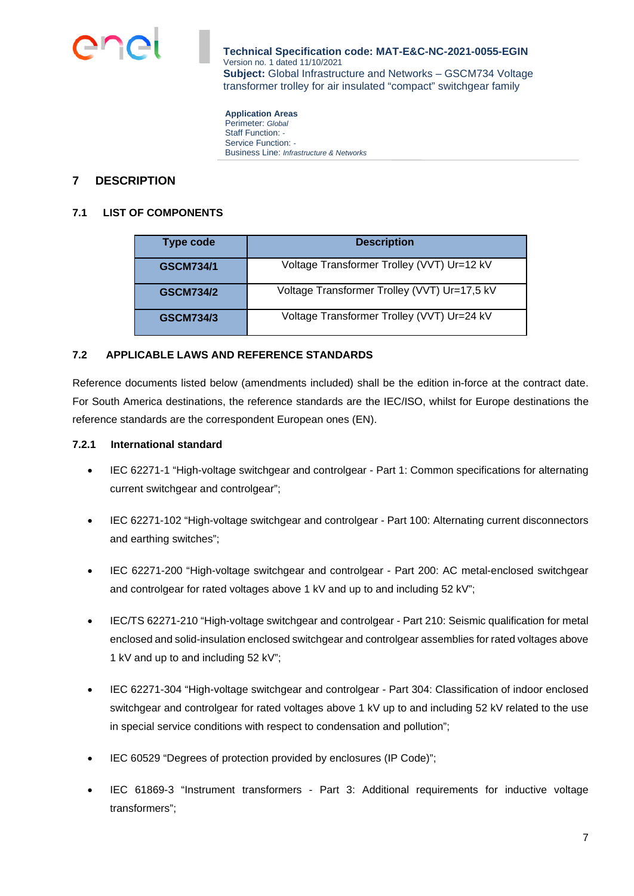## 7 DESCRIPTION

### 7.1 LIST OF COMPONENTS

| Type code | Description |
|---|---|
| GSCM734/1 | Voltage Transformer Trolley (VVT) Ur=12 kV |
| GSCM734/2 | Voltage Transformer Trolley (VVT) Ur=17,5 kV |
| GSCM734/3 | Voltage Transformer Trolley (VVT) Ur=24 kV |

### 7.2 APPLICABLE LAWS AND REFERENCE STANDARDS

Reference documents listed below (amendments included) shall be the edition in-force at the contract date. For South America destinations, the reference standards are the IEC/ISO, whilst for Europe destinations the reference standards are the correspondent European ones (EN).

#### 7.2.1 International standard

- IEC 62271-1 "High-voltage switchgear and controlgear - Part 1: Common specifications for alternating current switchgear and controlgear";
- IEC 62271-102 "High-voltage switchgear and controlgear - Part 100: Alternating current disconnectors and earthing switches";
- IEC 62271-200 "High-voltage switchgear and controlgear - Part 200: AC metal-enclosed switchgear and controlgear for rated voltages above 1 kV and up to and including 52 kV";
- IEC/TS 62271-210 "High-voltage switchgear and controlgear - Part 210: Seismic qualification for metal enclosed and solid-insulation enclosed switchgear and controlgear assemblies for rated voltages above 1 kV and up to and including 52 kV";
- IEC 62271-304 "High-voltage switchgear and controlgear - Part 304: Classification of indoor enclosed switchgear and controlgear for rated voltages above 1 kV up to and including 52 kV related to the use in special service conditions with respect to condensation and pollution";
- IEC 60529 "Degrees of protection provided by enclosures (IP Code)";
- IEC 61869-3 "Instrument transformers - Part 3: Additional requirements for inductive voltage transformers";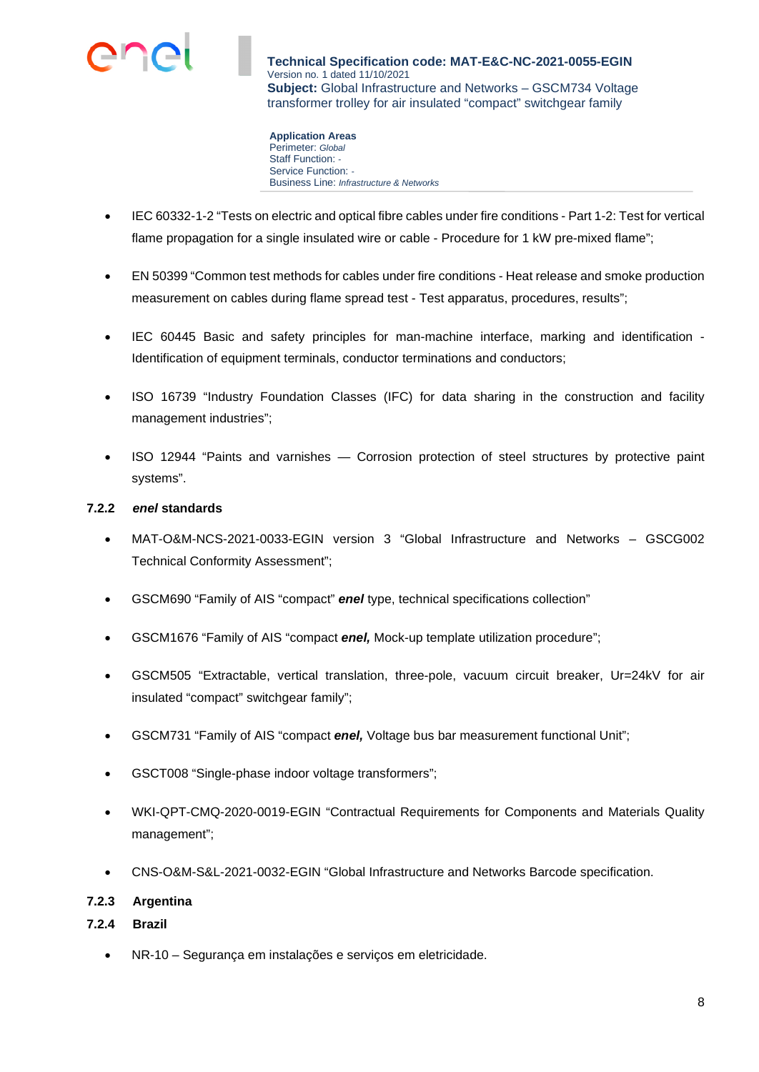- IEC 60332-1-2 “Tests on electric and optical fibre cables under fire conditions - Part 1-2: Test for vertical flame propagation for a single insulated wire or cable - Procedure for 1 kW pre-mixed flame”;

- EN 50399 “Common test methods for cables under fire conditions - Heat release and smoke production measurement on cables during flame spread test - Test apparatus, procedures, results”;

- IEC 60445 Basic and safety principles for man-machine interface, marking and identification - Identification of equipment terminals, conductor terminations and conductors;

- ISO 16739 “Industry Foundation Classes (IFC) for data sharing in the construction and facility management industries”;

- ISO 12944 “Paints and varnishes — Corrosion protection of steel structures by protective paint systems”.

### 7.2.2 *enel* standards

- MAT-O&M-NCS-2021-0033-EGIN version 3 “Global Infrastructure and Networks – GSCG002 Technical Conformity Assessment”;

- GSCM690 “Family of AIS “compact” ***enel*** type, technical specifications collection”

- GSCM1676 “Family of AIS “compact ***enel,*** Mock-up template utilization procedure”;

- GSCM505 “Extractable, vertical translation, three-pole, vacuum circuit breaker, Ur=24kV for air insulated “compact” switchgear family”;

- GSCM731 “Family of AIS “compact ***enel,*** Voltage bus bar measurement functional Unit”;

- GSCT008 “Single-phase indoor voltage transformers”;

- WKI-QPT-CMQ-2020-0019-EGIN “Contractual Requirements for Components and Materials Quality management”;

- CNS-O&M-S&L-2021-0032-EGIN “Global Infrastructure and Networks Barcode specification.

### 7.2.3 Argentina

### 7.2.4 Brazil

- NR-10 – Segurança em instalações e serviços em eletricidade.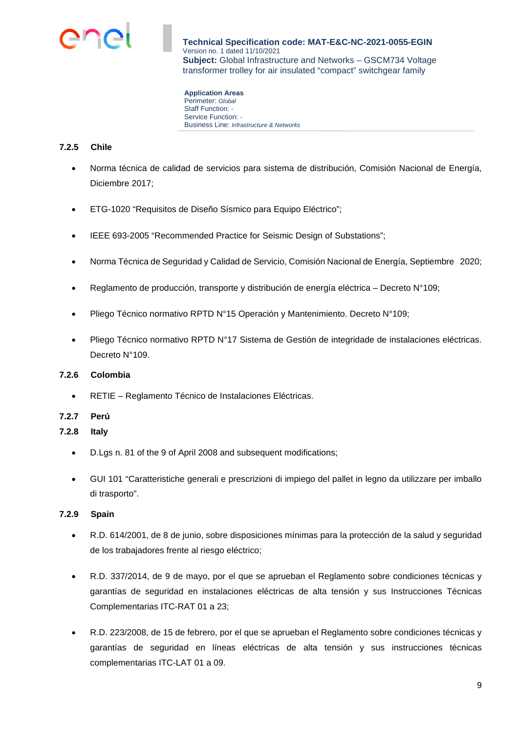### 7.2.5 Chile

- Norma técnica de calidad de servicios para sistema de distribución, Comisión Nacional de Energía, Diciembre 2017;
- ETG-1020 "Requisitos de Diseño Sísmico para Equipo Eléctrico";
- IEEE 693-2005 "Recommended Practice for Seismic Design of Substations";
- Norma Técnica de Seguridad y Calidad de Servicio, Comisión Nacional de Energía, Septiembre 2020;
- Reglamento de producción, transporte y distribución de energía eléctrica – Decreto N°109;
- Pliego Técnico normativo RPTD N°15 Operación y Mantenimiento. Decreto N°109;
- Pliego Técnico normativo RPTD N°17 Sistema de Gestión de integridade de instalaciones eléctricas. Decreto N°109.

### 7.2.6 Colombia

- RETIE – Reglamento Técnico de Instalaciones Eléctricas.

### 7.2.7 Perú

### 7.2.8 Italy

- D.Lgs n. 81 of the 9 of April 2008 and subsequent modifications;
- GUI 101 "Caratteristiche generali e prescrizioni di impiego del pallet in legno da utilizzare per imballo di trasporto".

### 7.2.9 Spain

- R.D. 614/2001, de 8 de junio, sobre disposiciones mínimas para la protección de la salud y seguridad de los trabajadores frente al riesgo eléctrico;
- R.D. 337/2014, de 9 de mayo, por el que se aprueban el Reglamento sobre condiciones técnicas y garantías de seguridad en instalaciones eléctricas de alta tensión y sus Instrucciones Técnicas Complementarias ITC-RAT 01 a 23;
- R.D. 223/2008, de 15 de febrero, por el que se aprueban el Reglamento sobre condiciones técnicas y garantías de seguridad en líneas eléctricas de alta tensión y sus instrucciones técnicas complementarias ITC-LAT 01 a 09.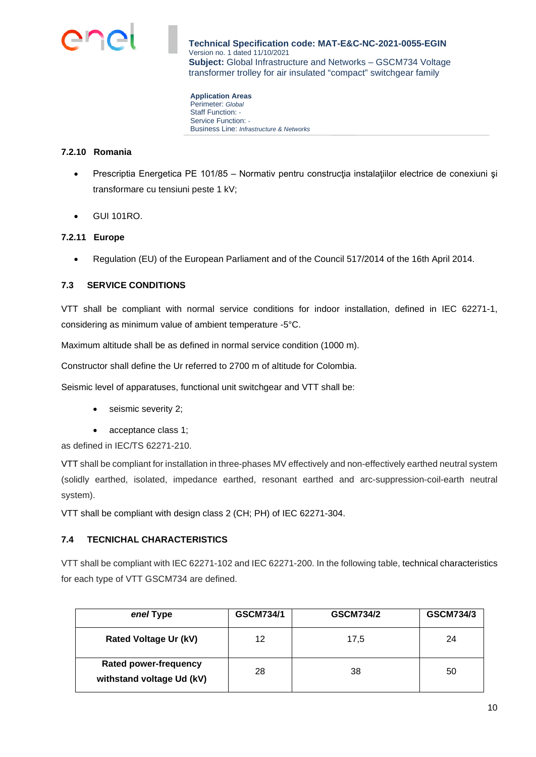#### 7.2.10 Romania

- Prescriptia Energetica PE 101/85 – Normativ pentru construcţia instalaţiilor electrice de conexiuni şi transformare cu tensiuni peste 1 kV;
- GUI 101RO.

#### 7.2.11 Europe

- Regulation (EU) of the European Parliament and of the Council 517/2014 of the 16th April 2014.

### 7.3 SERVICE CONDITIONS

VTT shall be compliant with normal service conditions for indoor installation, defined in IEC 62271-1, considering as minimum value of ambient temperature -5°C.

Maximum altitude shall be as defined in normal service condition (1000 m).

Constructor shall define the Ur referred to 2700 m of altitude for Colombia.

Seismic level of apparatuses, functional unit switchgear and VTT shall be:

- seismic severity 2;
- acceptance class 1;

as defined in IEC/TS 62271-210.

VTT shall be compliant for installation in three-phases MV effectively and non-effectively earthed neutral system (solidly earthed, isolated, impedance earthed, resonant earthed and arc-suppression-coil-earth neutral system).

VTT shall be compliant with design class 2 (CH; PH) of IEC 62271-304.

### 7.4 TECNICHAL CHARACTERISTICS

VTT shall be compliant with IEC 62271-102 and IEC 62271-200. In the following table, technical characteristics for each type of VTT GSCM734 are defined.

| ***enel* Type** | **GSCM734/1** | **GSCM734/2** | **GSCM734/3** |
|---|---|---|---|
| **Rated Voltage Ur (kV)** | 12 | 17,5 | 24 |
| **Rated power-frequency withstand voltage Ud (kV)** | 28 | 38 | 50 |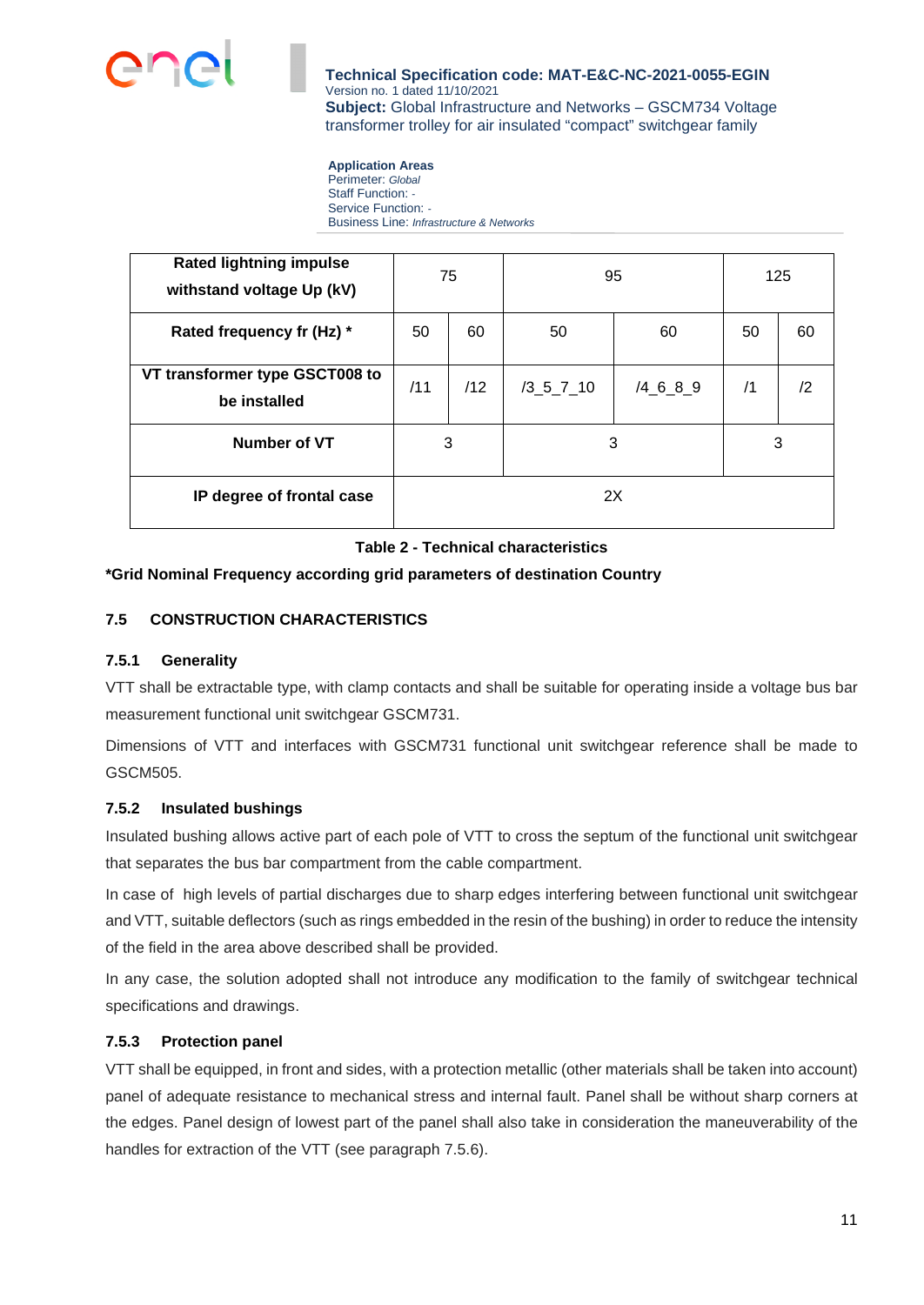| Rated lightning impulse withstand voltage Up (kV) | 75 | | 95 | | 125 | |
|---|---|---|---|---|---|---|
| Rated frequency fr (Hz) * | 50 | 60 | 50 | 60 | 50 | 60 |
| VT transformer type GSCT008 to be installed | /11 | /12 | /3_5_7_10 | /4_6_8_9 | /1 | /2 |
| Number of VT | 3 | | 3 | | 3 | |
| IP degree of frontal case | 2X | | | | | |

**Table 2 - Technical characteristics**

**\*Grid Nominal Frequency according grid parameters of destination Country**

### 7.5 CONSTRUCTION CHARACTERISTICS

#### 7.5.1 Generality

VTT shall be extractable type, with clamp contacts and shall be suitable for operating inside a voltage bus bar measurement functional unit switchgear GSCM731.

Dimensions of VTT and interfaces with GSCM731 functional unit switchgear reference shall be made to GSCM505.

#### 7.5.2 Insulated bushings

Insulated bushing allows active part of each pole of VTT to cross the septum of the functional unit switchgear that separates the bus bar compartment from the cable compartment.

In case of high levels of partial discharges due to sharp edges interfering between functional unit switchgear and VTT, suitable deflectors (such as rings embedded in the resin of the bushing) in order to reduce the intensity of the field in the area above described shall be provided.

In any case, the solution adopted shall not introduce any modification to the family of switchgear technical specifications and drawings.

#### 7.5.3 Protection panel

VTT shall be equipped, in front and sides, with a protection metallic (other materials shall be taken into account) panel of adequate resistance to mechanical stress and internal fault. Panel shall be without sharp corners at the edges. Panel design of lowest part of the panel shall also take in consideration the maneuverability of the handles for extraction of the VTT (see paragraph 7.5.6).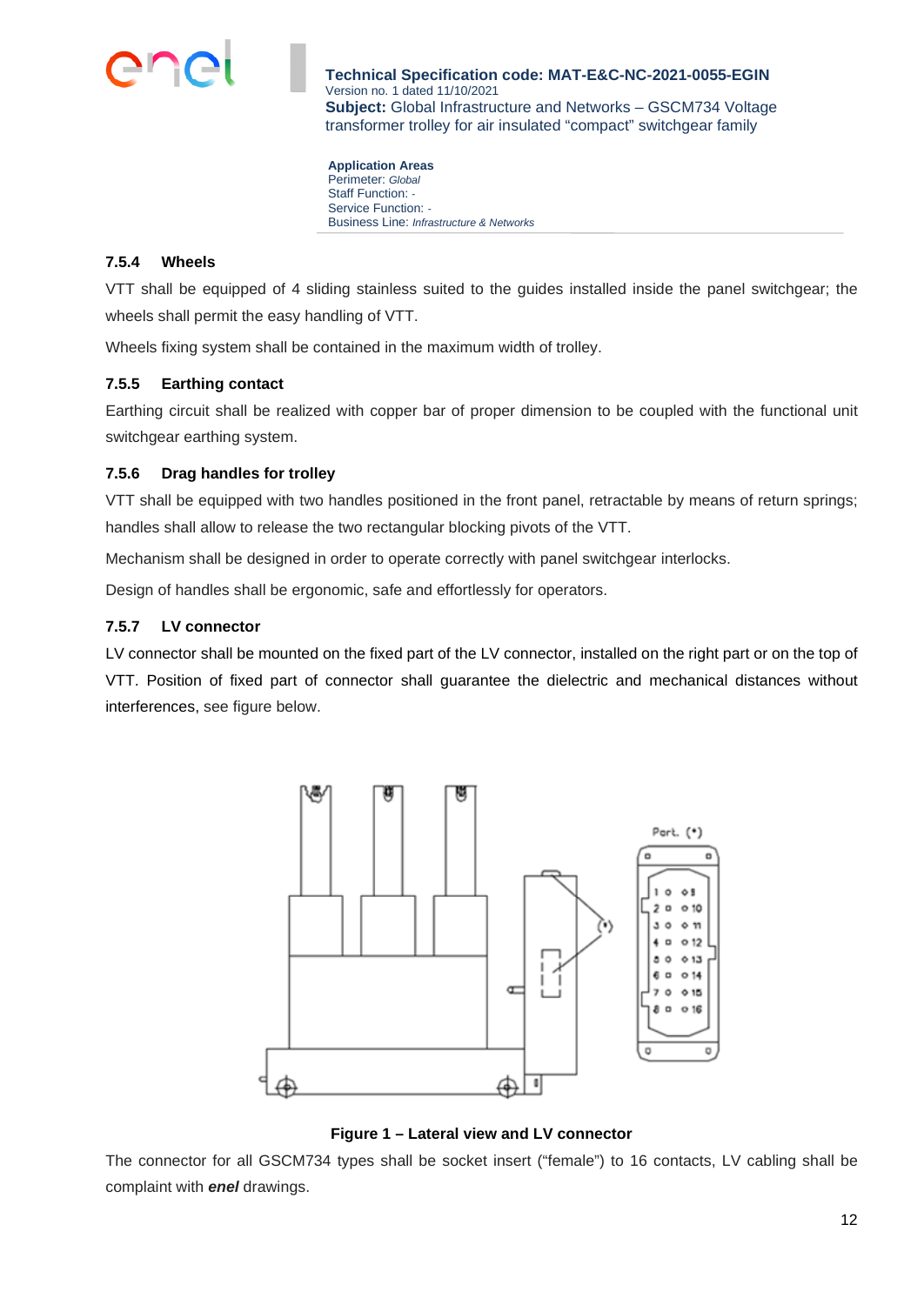### 7.5.4 Wheels

VTT shall be equipped of 4 sliding stainless suited to the guides installed inside the panel switchgear; the wheels shall permit the easy handling of VTT.

Wheels fixing system shall be contained in the maximum width of trolley.

### 7.5.5 Earthing contact

Earthing circuit shall be realized with copper bar of proper dimension to be coupled with the functional unit switchgear earthing system.

### 7.5.6 Drag handles for trolley

VTT shall be equipped with two handles positioned in the front panel, retractable by means of return springs; handles shall allow to release the two rectangular blocking pivots of the VTT.

Mechanism shall be designed in order to operate correctly with panel switchgear interlocks.

Design of handles shall be ergonomic, safe and effortlessly for operators.

### 7.5.7 LV connector

LV connector shall be mounted on the fixed part of the LV connector, installed on the right part or on the top of VTT. Position of fixed part of connector shall guarantee the dielectric and mechanical distances without interferences, see figure below.

**Figure 1 – Lateral view and LV connector**

The connector for all GSCM734 types shall be socket insert ("female") to 16 contacts, LV cabling shall be complaint with ***enel*** drawings.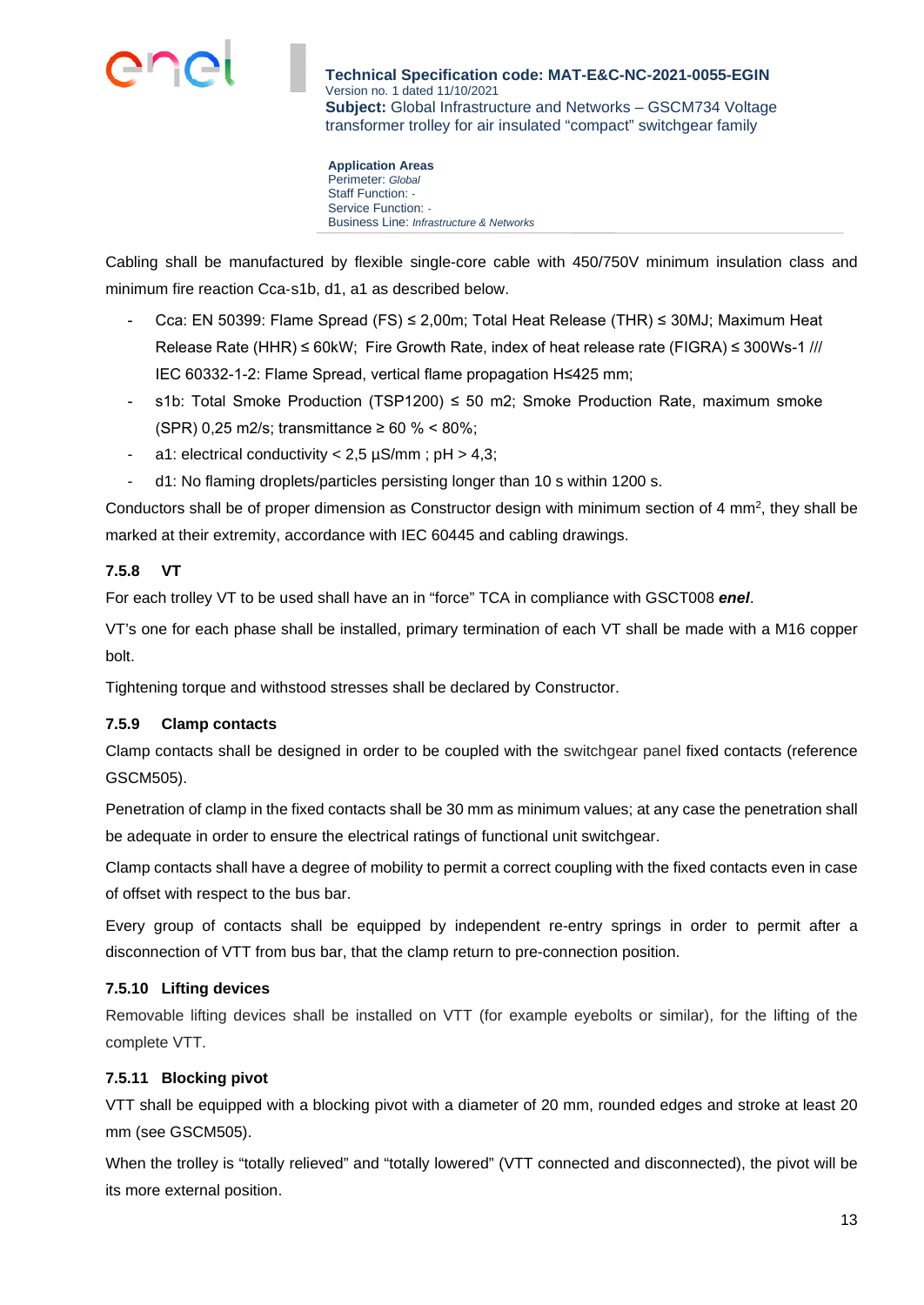Cabling shall be manufactured by flexible single-core cable with 450/750V minimum insulation class and minimum fire reaction Cca-s1b, d1, a1 as described below.

- Cca: EN 50399: Flame Spread (FS) ≤ 2,00m; Total Heat Release (THR) ≤ 30MJ; Maximum Heat Release Rate (HHR) ≤ 60kW; Fire Growth Rate, index of heat release rate (FIGRA) ≤ 300Ws-1 /// IEC 60332-1-2: Flame Spread, vertical flame propagation H≤425 mm;
- s1b: Total Smoke Production (TSP1200) ≤ 50 m2; Smoke Production Rate, maximum smoke (SPR) 0,25 m2/s; transmittance ≥ 60 % < 80%;
- a1: electrical conductivity < 2,5 µS/mm ; pH > 4,3;
- d1: No flaming droplets/particles persisting longer than 10 s within 1200 s.

Conductors shall be of proper dimension as Constructor design with minimum section of 4 $mm^2$, they shall be marked at their extremity, accordance with IEC 60445 and cabling drawings.

### 7.5.8 VT

For each trolley VT to be used shall have an in "force" TCA in compliance with GSCT008 ***enel***.

VT's one for each phase shall be installed, primary termination of each VT shall be made with a M16 copper bolt.

Tightening torque and withstood stresses shall be declared by Constructor.

### 7.5.9 Clamp contacts

Clamp contacts shall be designed in order to be coupled with the switchgear panel fixed contacts (reference GSCM505).

Penetration of clamp in the fixed contacts shall be 30 mm as minimum values; at any case the penetration shall be adequate in order to ensure the electrical ratings of functional unit switchgear.

Clamp contacts shall have a degree of mobility to permit a correct coupling with the fixed contacts even in case of offset with respect to the bus bar.

Every group of contacts shall be equipped by independent re-entry springs in order to permit after a disconnection of VTT from bus bar, that the clamp return to pre-connection position.

### 7.5.10 Lifting devices

Removable lifting devices shall be installed on VTT (for example eyebolts or similar), for the lifting of the complete VTT.

### 7.5.11 Blocking pivot

VTT shall be equipped with a blocking pivot with a diameter of 20 mm, rounded edges and stroke at least 20 mm (see GSCM505).

When the trolley is "totally relieved" and "totally lowered" (VTT connected and disconnected), the pivot will be its more external position.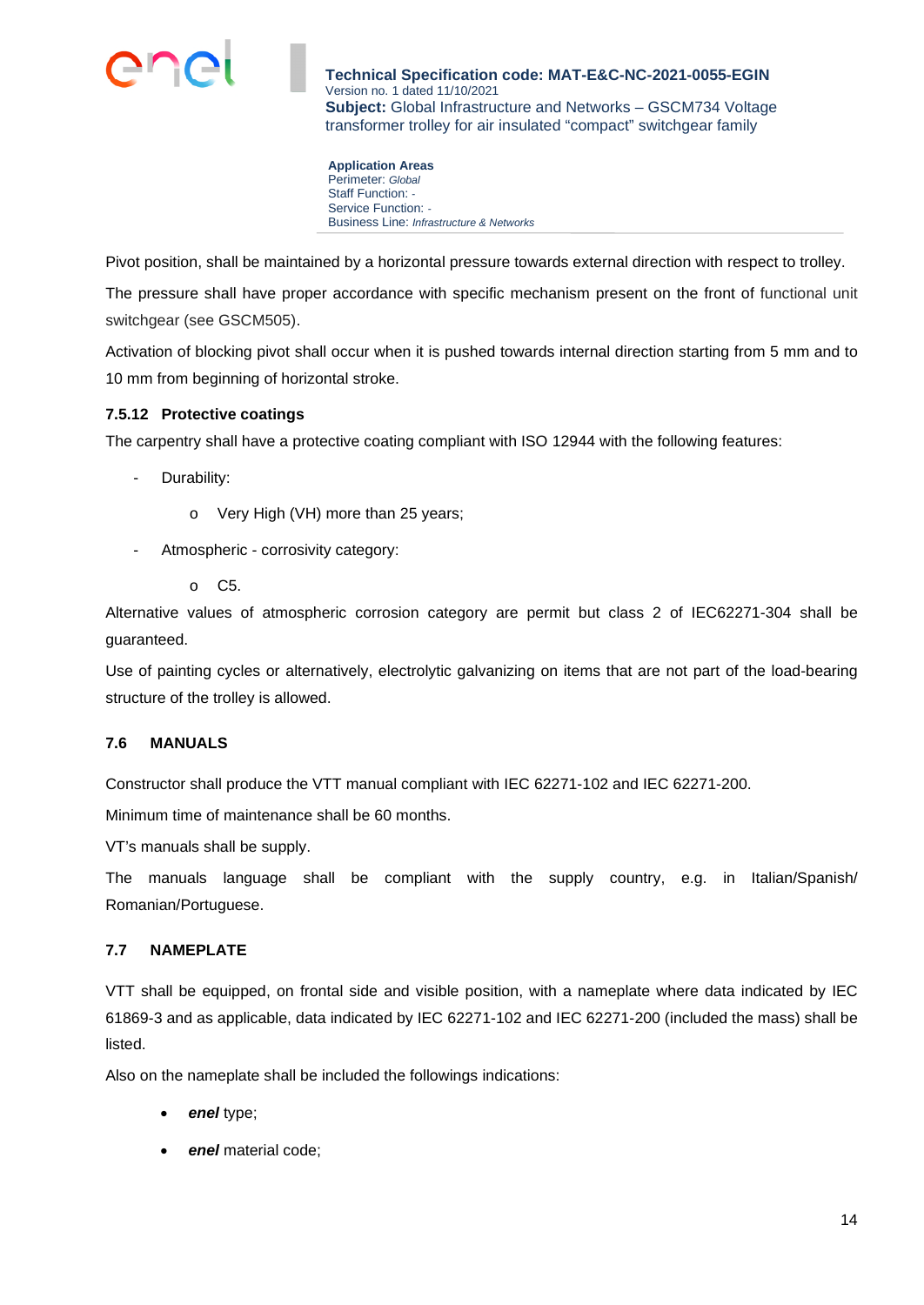Pivot position, shall be maintained by a horizontal pressure towards external direction with respect to trolley.

The pressure shall have proper accordance with specific mechanism present on the front of functional unit switchgear (see GSCM505).

Activation of blocking pivot shall occur when it is pushed towards internal direction starting from 5 mm and to 10 mm from beginning of horizontal stroke.

#### 7.5.12 Protective coatings

The carpentry shall have a protective coating compliant with ISO 12944 with the following features:

- Durability:
  - Very High (VH) more than 25 years;
- Atmospheric - corrosivity category:
  - C5.

Alternative values of atmospheric corrosion category are permit but class 2 of IEC62271-304 shall be guaranteed.

Use of painting cycles or alternatively, electrolytic galvanizing on items that are not part of the load-bearing structure of the trolley is allowed.

### 7.6 MANUALS

Constructor shall produce the VTT manual compliant with IEC 62271-102 and IEC 62271-200.

Minimum time of maintenance shall be 60 months.

VT's manuals shall be supply.

The manuals language shall be compliant with the supply country, e.g. in Italian/Spanish/ Romanian/Portuguese.

### 7.7 NAMEPLATE

VTT shall be equipped, on frontal side and visible position, with a nameplate where data indicated by IEC 61869-3 and as applicable, data indicated by IEC 62271-102 and IEC 62271-200 (included the mass) shall be listed.

Also on the nameplate shall be included the followings indications:

- ***enel*** type;
- ***enel*** material code;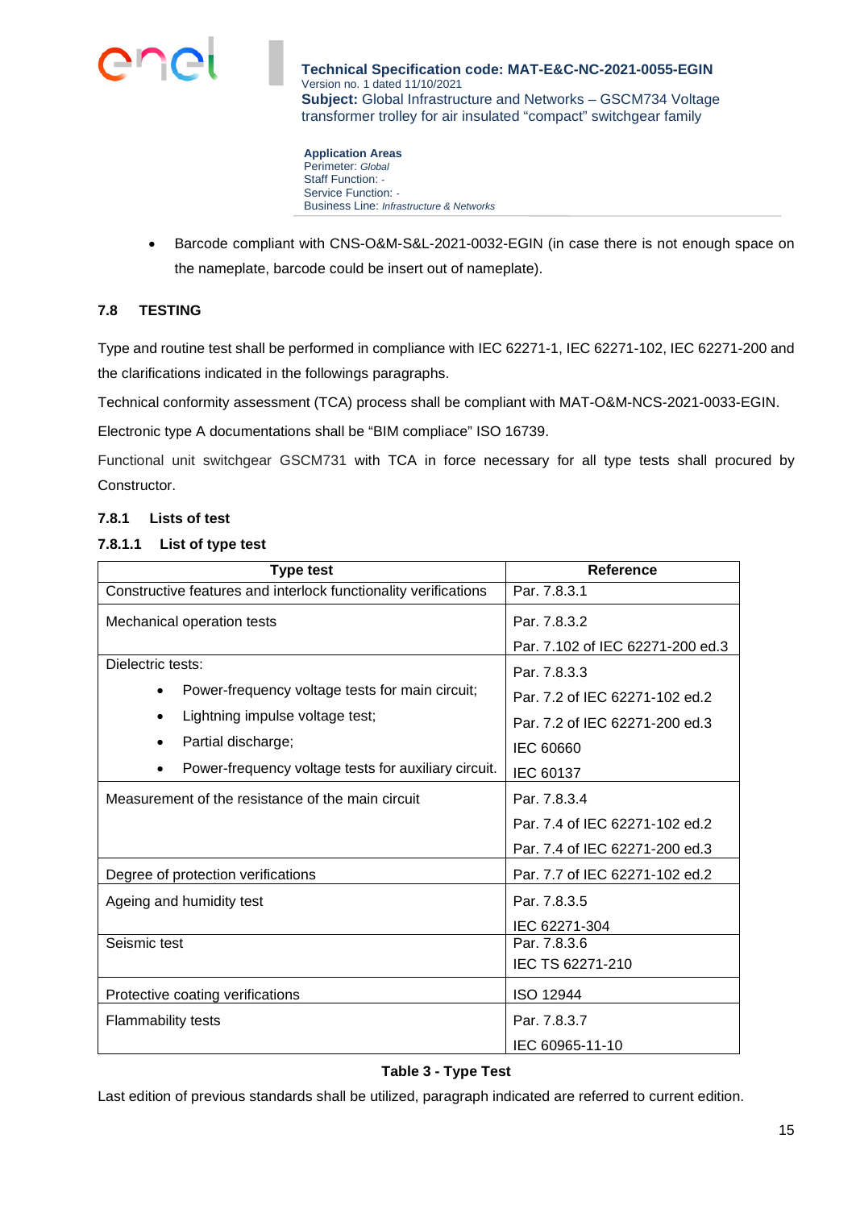- Barcode compliant with CNS-O&M-S&L-2021-0032-EGIN (in case there is not enough space on the nameplate, barcode could be insert out of nameplate).

### 7.8 TESTING

Type and routine test shall be performed in compliance with IEC 62271-1, IEC 62271-102, IEC 62271-200 and the clarifications indicated in the followings paragraphs.

Technical conformity assessment (TCA) process shall be compliant with MAT-O&M-NCS-2021-0033-EGIN.

Electronic type A documentations shall be "BIM compliace" ISO 16739.

Functional unit switchgear GSCM731 with TCA in force necessary for all type tests shall procured by Constructor.

#### 7.8.1 Lists of test

##### 7.8.1.1 List of type test

| Type test | Reference |
|---|---|
| Constructive features and interlock functionality verifications | Par. 7.8.3.1 |
| Mechanical operation tests | Par. 7.8.3.2<br>Par. 7.102 of IEC 62271-200 ed.3 |
| Dielectric tests:<br>• Power-frequency voltage tests for main circuit;<br>• Lightning impulse voltage test;<br>• Partial discharge;<br>• Power-frequency voltage tests for auxiliary circuit. | Par. 7.8.3.3<br>Par. 7.2 of IEC 62271-102 ed.2<br>Par. 7.2 of IEC 62271-200 ed.3<br>IEC 60660<br>IEC 60137 |
| Measurement of the resistance of the main circuit | Par. 7.8.3.4<br>Par. 7.4 of IEC 62271-102 ed.2<br>Par. 7.4 of IEC 62271-200 ed.3 |
| Degree of protection verifications | Par. 7.7 of IEC 62271-102 ed.2 |
| Ageing and humidity test | Par. 7.8.3.5<br>IEC 62271-304 |
| Seismic test | Par. 7.8.3.6<br>IEC TS 62271-210 |
| Protective coating verifications | ISO 12944 |
| Flammability tests | Par. 7.8.3.7<br>IEC 60965-11-10 |

**Table 3 - Type Test**

Last edition of previous standards shall be utilized, paragraph indicated are referred to current edition.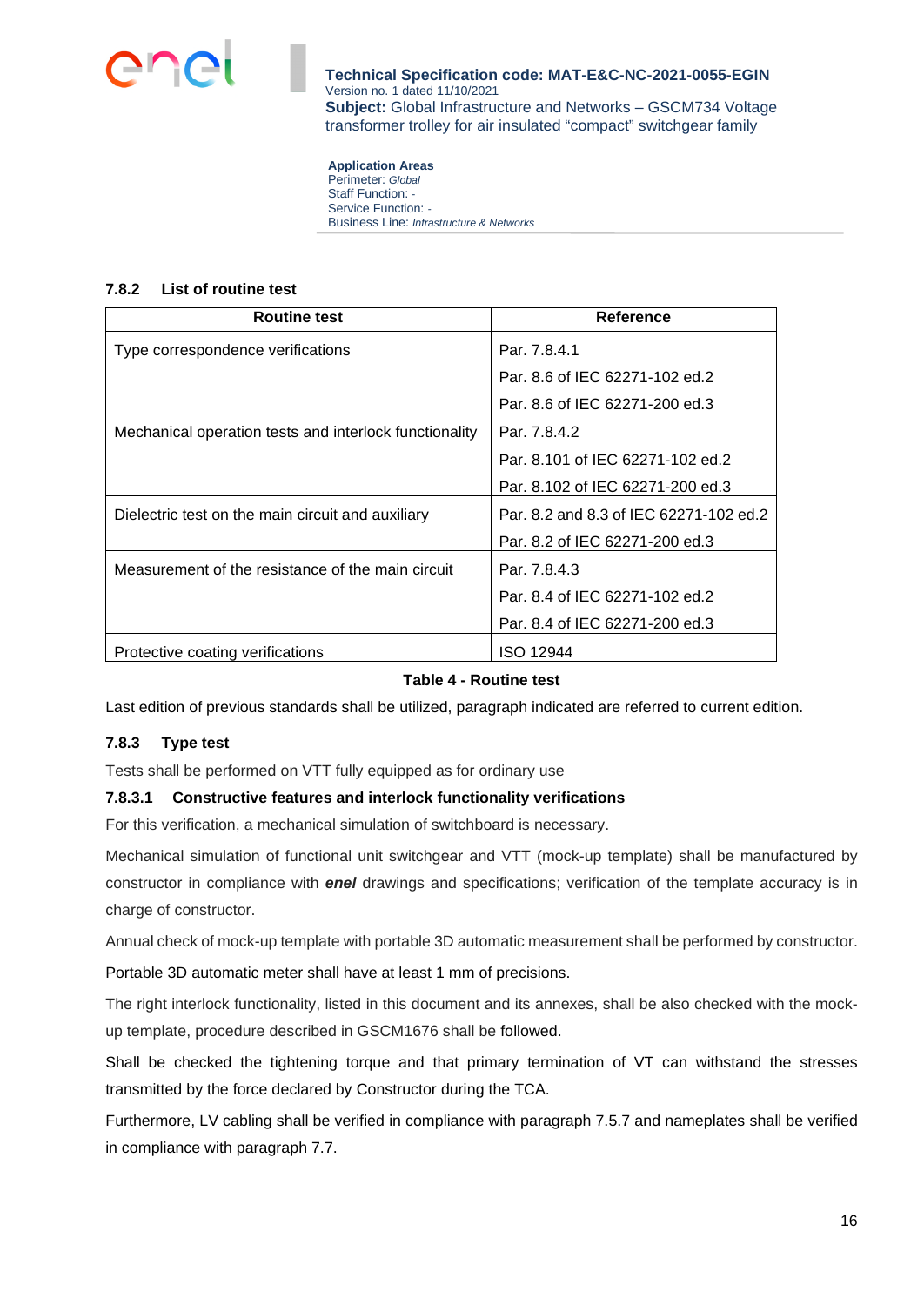#### 7.8.2 List of routine test

| Routine test | Reference |
|---|---|
| Type correspondence verifications | Par. 7.8.4.1<br>Par. 8.6 of IEC 62271-102 ed.2<br>Par. 8.6 of IEC 62271-200 ed.3 |
| Mechanical operation tests and interlock functionality | Par. 7.8.4.2<br>Par. 8.101 of IEC 62271-102 ed.2<br>Par. 8.102 of IEC 62271-200 ed.3 |
| Dielectric test on the main circuit and auxiliary | Par. 8.2 and 8.3 of IEC 62271-102 ed.2<br>Par. 8.2 of IEC 62271-200 ed.3 |
| Measurement of the resistance of the main circuit | Par. 7.8.4.3<br>Par. 8.4 of IEC 62271-102 ed.2<br>Par. 8.4 of IEC 62271-200 ed.3 |
| Protective coating verifications | ISO 12944 |

**Table 4 - Routine test**

Last edition of previous standards shall be utilized, paragraph indicated are referred to current edition.

#### 7.8.3 Type test

Tests shall be performed on VTT fully equipped as for ordinary use

##### 7.8.3.1 Constructive features and interlock functionality verifications

For this verification, a mechanical simulation of switchboard is necessary.

Mechanical simulation of functional unit switchgear and VTT (mock-up template) shall be manufactured by constructor in compliance with ***enel*** drawings and specifications; verification of the template accuracy is in charge of constructor.

Annual check of mock-up template with portable 3D automatic measurement shall be performed by constructor.

Portable 3D automatic meter shall have at least 1 mm of precisions.

The right interlock functionality, listed in this document and its annexes, shall be also checked with the mock-up template, procedure described in GSCM1676 shall be followed.

Shall be checked the tightening torque and that primary termination of VT can withstand the stresses transmitted by the force declared by Constructor during the TCA.

Furthermore, LV cabling shall be verified in compliance with paragraph 7.5.7 and nameplates shall be verified in compliance with paragraph 7.7.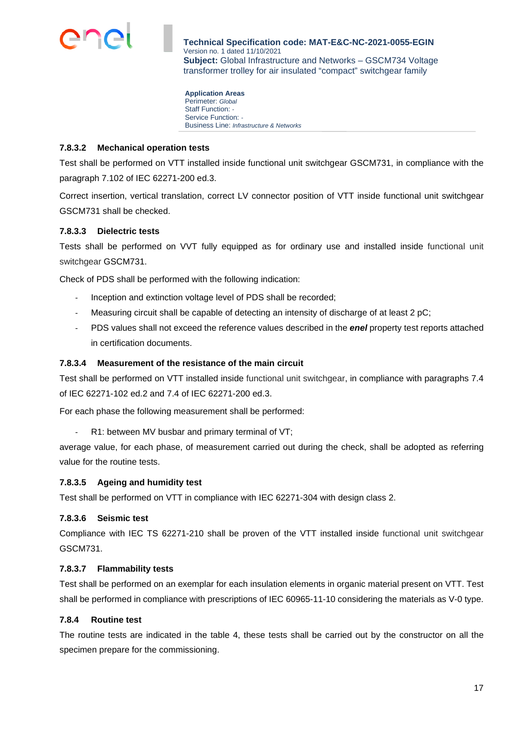#### 7.8.3.2 Mechanical operation tests

Test shall be performed on VTT installed inside functional unit switchgear GSCM731, in compliance with the paragraph 7.102 of IEC 62271-200 ed.3.

Correct insertion, vertical translation, correct LV connector position of VTT inside functional unit switchgear GSCM731 shall be checked.

#### 7.8.3.3 Dielectric tests

Tests shall be performed on VVT fully equipped as for ordinary use and installed inside functional unit switchgear GSCM731.

Check of PDS shall be performed with the following indication:

- Inception and extinction voltage level of PDS shall be recorded;
- Measuring circuit shall be capable of detecting an intensity of discharge of at least 2 pC;
- PDS values shall not exceed the reference values described in the ***enel*** property test reports attached in certification documents.

#### 7.8.3.4 Measurement of the resistance of the main circuit

Test shall be performed on VTT installed inside functional unit switchgear, in compliance with paragraphs 7.4 of IEC 62271-102 ed.2 and 7.4 of IEC 62271-200 ed.3.

For each phase the following measurement shall be performed:

- R1: between MV busbar and primary terminal of VT;

average value, for each phase, of measurement carried out during the check, shall be adopted as referring value for the routine tests.

#### 7.8.3.5 Ageing and humidity test

Test shall be performed on VTT in compliance with IEC 62271-304 with design class 2.

#### 7.8.3.6 Seismic test

Compliance with IEC TS 62271-210 shall be proven of the VTT installed inside functional unit switchgear GSCM731.

#### 7.8.3.7 Flammability tests

Test shall be performed on an exemplar for each insulation elements in organic material present on VTT. Test shall be performed in compliance with prescriptions of IEC 60965-11-10 considering the materials as V-0 type.

### 7.8.4 Routine test

The routine tests are indicated in the table 4, these tests shall be carried out by the constructor on all the specimen prepare for the commissioning.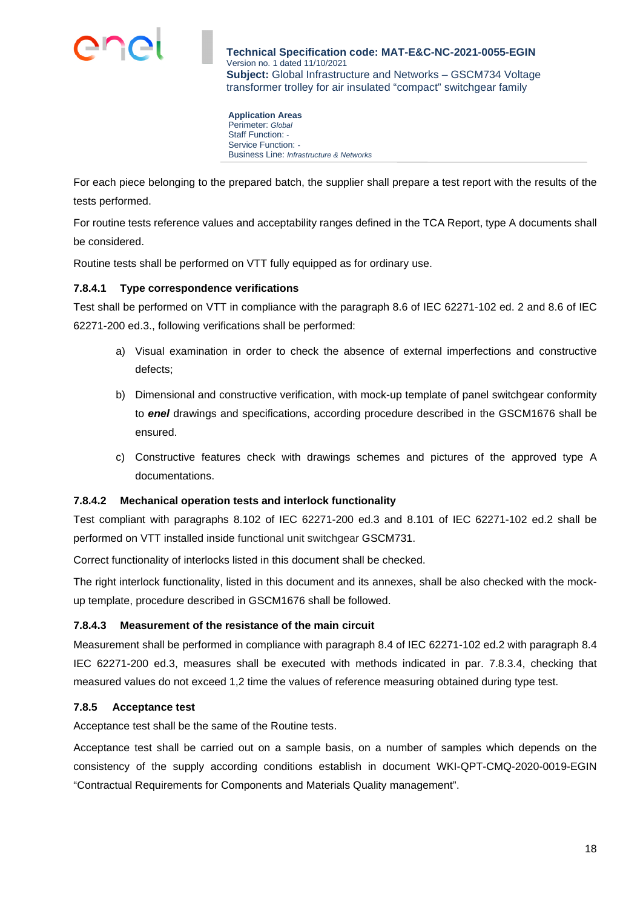For each piece belonging to the prepared batch, the supplier shall prepare a test report with the results of the tests performed.

For routine tests reference values and acceptability ranges defined in the TCA Report, type A documents shall be considered.

Routine tests shall be performed on VTT fully equipped as for ordinary use.

#### 7.8.4.1 Type correspondence verifications

Test shall be performed on VTT in compliance with the paragraph 8.6 of IEC 62271-102 ed. 2 and 8.6 of IEC 62271-200 ed.3., following verifications shall be performed:

a) Visual examination in order to check the absence of external imperfections and constructive defects;

b) Dimensional and constructive verification, with mock-up template of panel switchgear conformity to ***enel*** drawings and specifications, according procedure described in the GSCM1676 shall be ensured.

c) Constructive features check with drawings schemes and pictures of the approved type A documentations.

#### 7.8.4.2 Mechanical operation tests and interlock functionality

Test compliant with paragraphs 8.102 of IEC 62271-200 ed.3 and 8.101 of IEC 62271-102 ed.2 shall be performed on VTT installed inside functional unit switchgear GSCM731.

Correct functionality of interlocks listed in this document shall be checked.

The right interlock functionality, listed in this document and its annexes, shall be also checked with the mock-up template, procedure described in GSCM1676 shall be followed.

#### 7.8.4.3 Measurement of the resistance of the main circuit

Measurement shall be performed in compliance with paragraph 8.4 of IEC 62271-102 ed.2 with paragraph 8.4 IEC 62271-200 ed.3, measures shall be executed with methods indicated in par. 7.8.3.4, checking that measured values do not exceed 1,2 time the values of reference measuring obtained during type test.

### 7.8.5 Acceptance test

Acceptance test shall be the same of the Routine tests.

Acceptance test shall be carried out on a sample basis, on a number of samples which depends on the consistency of the supply according conditions establish in document WKI-QPT-CMQ-2020-0019-EGIN "Contractual Requirements for Components and Materials Quality management".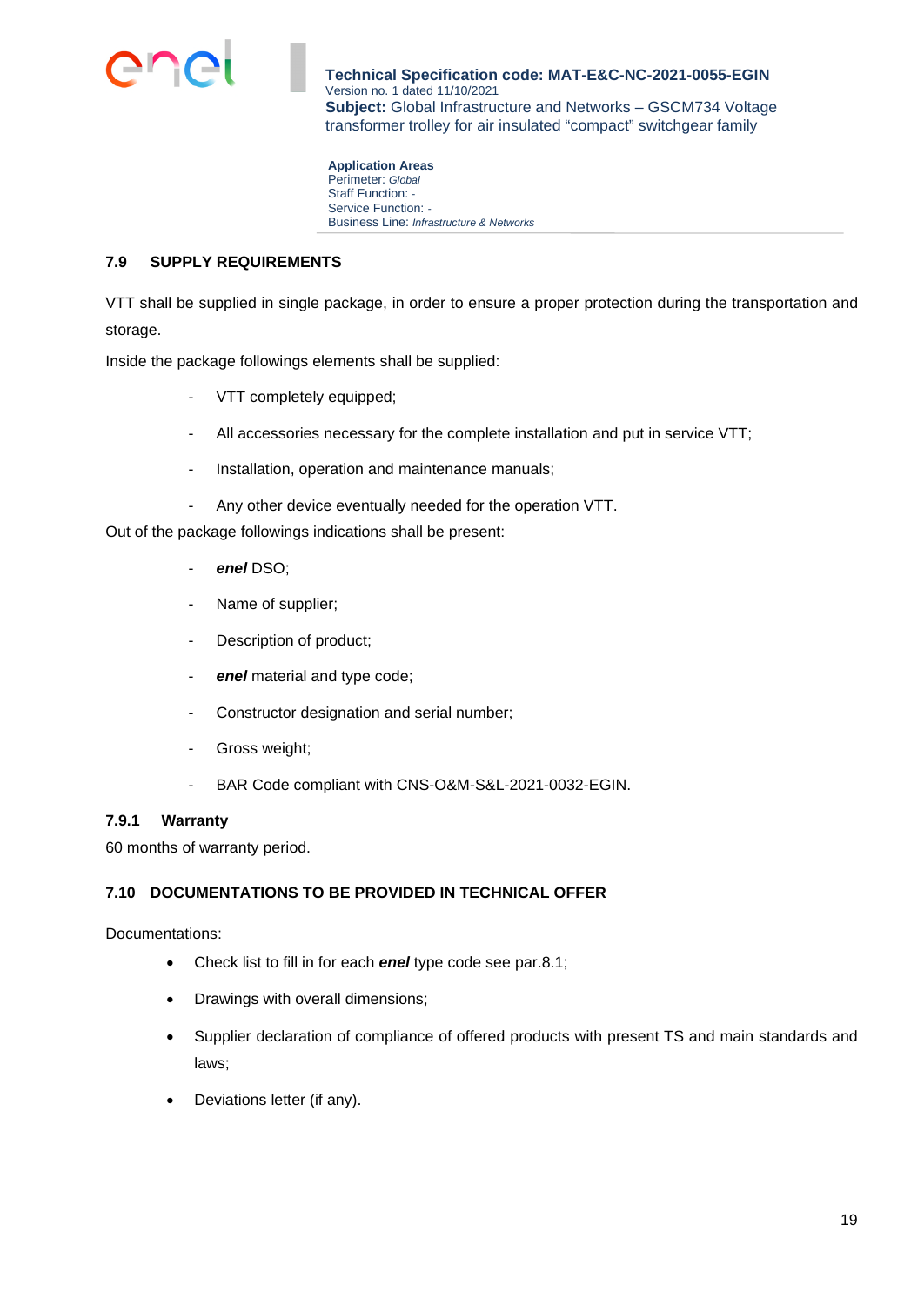### 7.9 SUPPLY REQUIREMENTS

VTT shall be supplied in single package, in order to ensure a proper protection during the transportation and storage.

Inside the package followings elements shall be supplied:

- VTT completely equipped;
- All accessories necessary for the complete installation and put in service VTT;
- Installation, operation and maintenance manuals;
- Any other device eventually needed for the operation VTT.

Out of the package followings indications shall be present:

- ***enel*** DSO;
- Name of supplier;
- Description of product;
- ***enel*** material and type code;
- Constructor designation and serial number;
- Gross weight;
- BAR Code compliant with CNS-O&M-S&L-2021-0032-EGIN.

#### 7.9.1 Warranty

60 months of warranty period.

### 7.10 DOCUMENTATIONS TO BE PROVIDED IN TECHNICAL OFFER

Documentations:

- Check list to fill in for each ***enel*** type code see par.8.1;
- Drawings with overall dimensions;
- Supplier declaration of compliance of offered products with present TS and main standards and laws;
- Deviations letter (if any).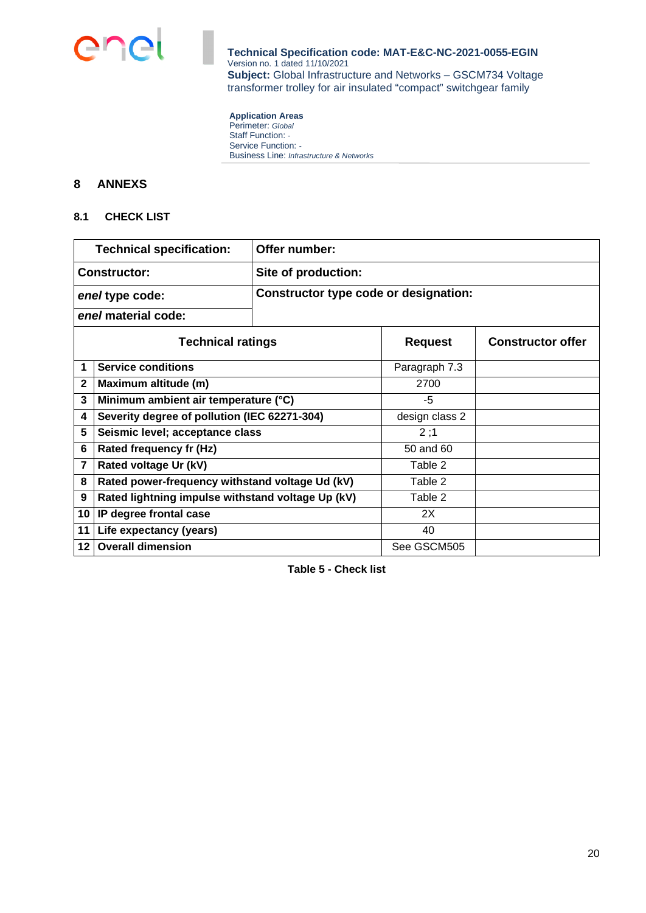## 8 ANNEXS

### 8.1 CHECK LIST

| | | | |
|---|---|---|---|
| **Technical specification:** | **Offer number:** | | |
| **Constructor:** | **Site of production:** | | |
| ***enel* type code:** | **Constructor type code or designation:** | | |
| ***enel* material code:** | | | |

| | Technical ratings | Request | Constructor offer |
|---|---|---|---|
| 1 | **Service conditions** | Paragraph 7.3 | |
| 2 | **Maximum altitude (m)** | 2700 | |
| 3 | **Minimum ambient air temperature (°C)** | -5 | |
| 4 | **Severity degree of pollution (IEC 62271-304)** | design class 2 | |
| 5 | **Seismic level; acceptance class** | 2 ;1 | |
| 6 | **Rated frequency fr (Hz)** | 50 and 60 | |
| 7 | **Rated voltage Ur (kV)** | Table 2 | |
| 8 | **Rated power-frequency withstand voltage Ud (kV)** | Table 2 | |
| 9 | **Rated lightning impulse withstand voltage Up (kV)** | Table 2 | |
| 10 | **IP degree frontal case** | 2X | |
| 11 | **Life expectancy (years)** | 40 | |
| 12 | **Overall dimension** | See GSCM505 | |

**Table 5 - Check list**